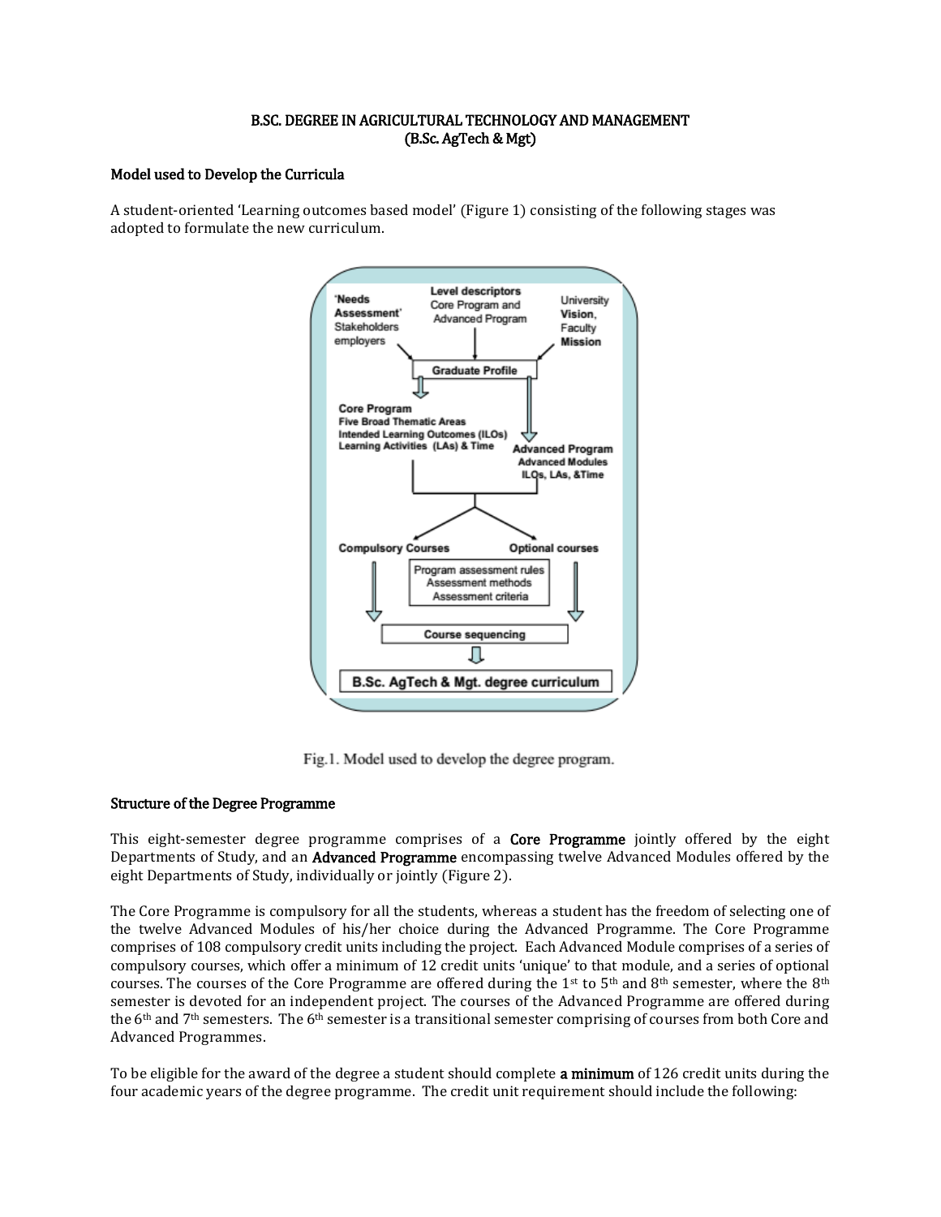# B.SC. DEGREE IN AGRICULTURAL TECHNOLOGY AND MANAGEMENT (B.Sc. AgTech & Mgt)

## Model used to Develop the Curricula

A student-oriented 'Learning outcomes based model' (Figure 1) consisting of the following stages was adopted to formulate the new curriculum.

'Needs Assessment' Stakeholders employers

Level descriptors Core Program and Advanced Program

University Vision, Faculty Mission

Graduate Profile

Core Program
Five Broad Thematic Areas
Intended Learning Outcomes (ILOs)
Learning Activities (LAs) & Time

Advanced Program
Advanced Modules
ILOs, LAs, &Time

Compulsory Courses

Optional courses

Program assessment rules
Assessment methods
Assessment criteria

Course sequencing

B.Sc. AgTech & Mgt. degree curriculum

Fig.1. Model used to develop the degree program.

## Structure of the Degree Programme

This eight-semester degree programme comprises of a **Core Programme** jointly offered by the eight Departments of Study, and an **Advanced Programme** encompassing twelve Advanced Modules offered by the eight Departments of Study, individually or jointly (Figure 2).

The Core Programme is compulsory for all the students, whereas a student has the freedom of selecting one of the twelve Advanced Modules of his/her choice during the Advanced Programme. The Core Programme comprises of 108 compulsory credit units including the project. Each Advanced Module comprises of a series of compulsory courses, which offer a minimum of 12 credit units 'unique' to that module, and a series of optional courses. The courses of the Core Programme are offered during the 1st to 5th and 8th semester, where the 8th semester is devoted for an independent project. The courses of the Advanced Programme are offered during the 6th and 7th semesters. The 6th semester is a transitional semester comprising of courses from both Core and Advanced Programmes.

To be eligible for the award of the degree a student should complete **a minimum** of 126 credit units during the four academic years of the degree programme. The credit unit requirement should include the following: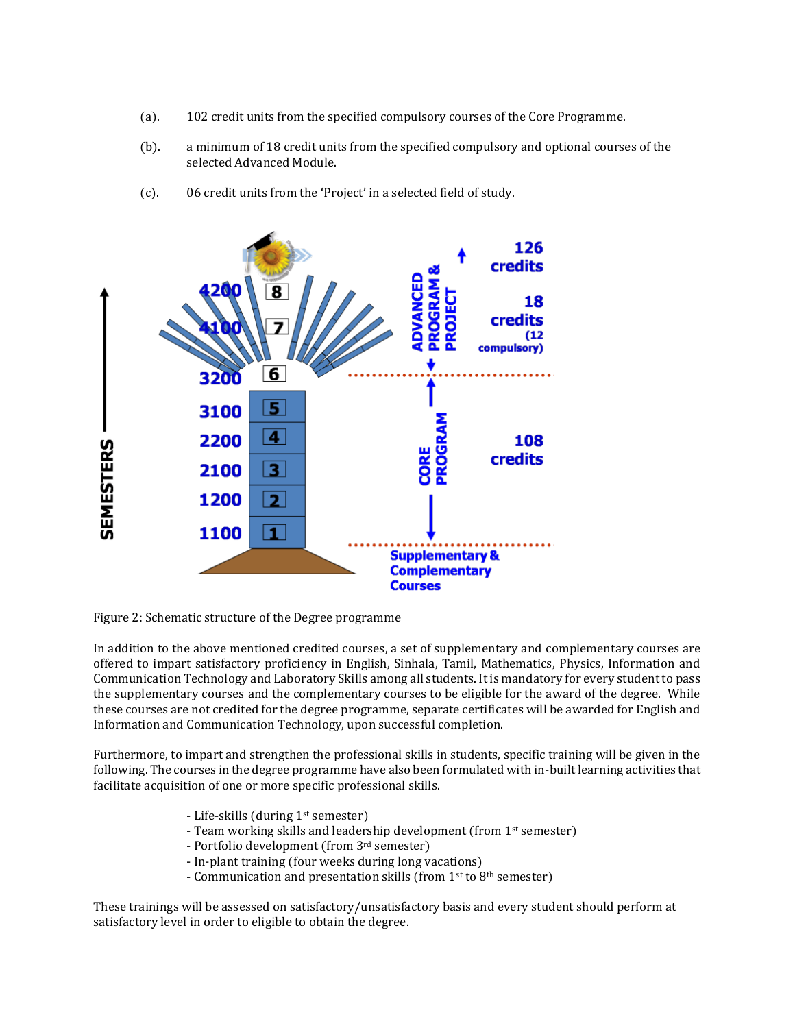(a). 102 credit units from the specified compulsory courses of the Core Programme.

(b). a minimum of 18 credit units from the specified compulsory and optional courses of the selected Advanced Module.

(c). 06 credit units from the 'Project' in a selected field of study.

Figure 2: Schematic structure of the Degree programme

In addition to the above mentioned credited courses, a set of supplementary and complementary courses are offered to impart satisfactory proficiency in English, Sinhala, Tamil, Mathematics, Physics, Information and Communication Technology and Laboratory Skills among all students. It is mandatory for every student to pass the supplementary courses and the complementary courses to be eligible for the award of the degree. While these courses are not credited for the degree programme, separate certificates will be awarded for English and Information and Communication Technology, upon successful completion.

Furthermore, to impart and strengthen the professional skills in students, specific training will be given in the following. The courses in the degree programme have also been formulated with in-built learning activities that facilitate acquisition of one or more specific professional skills.

- Life-skills (during 1st semester)
- Team working skills and leadership development (from 1st semester)
- Portfolio development (from 3rd semester)
- In-plant training (four weeks during long vacations)
- Communication and presentation skills (from 1st to 8th semester)

These trainings will be assessed on satisfactory/unsatisfactory basis and every student should perform at satisfactory level in order to eligible to obtain the degree.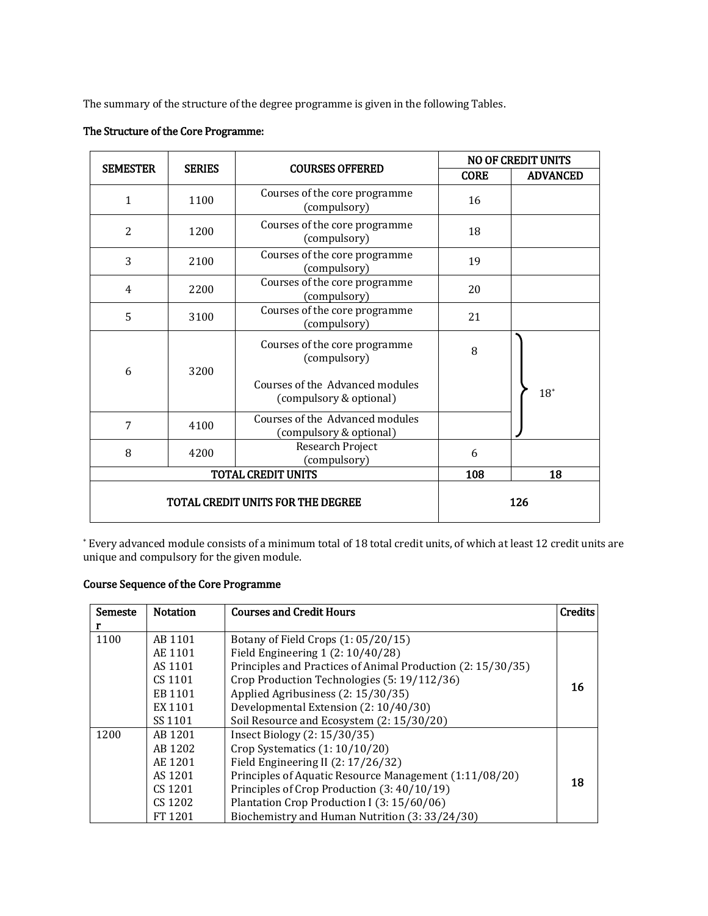The summary of the structure of the degree programme is given in the following Tables.

**The Structure of the Core Programme:**

| SEMESTER | SERIES | COURSES OFFERED | NO OF CREDIT UNITS | |
|---|---|---|---|---|
| | | | CORE | ADVANCED |
| 1 | 1100 | Courses of the core programme (compulsory) | 16 | |
| 2 | 1200 | Courses of the core programme (compulsory) | 18 | |
| 3 | 2100 | Courses of the core programme (compulsory) | 19 | |
| 4 | 2200 | Courses of the core programme (compulsory) | 20 | |
| 5 | 3100 | Courses of the core programme (compulsory) | 21 | |
| 6 | 3200 | Courses of the core programme (compulsory)<br><br>Courses of the Advanced modules (compulsory & optional) | 8 | 18* |
| 7 | 4100 | Courses of the Advanced modules (compulsory & optional) | | |
| 8 | 4200 | Research Project (compulsory) | 6 | |
| TOTAL CREDIT UNITS | | | 108 | 18 |
| TOTAL CREDIT UNITS FOR THE DEGREE | | | 126 | |

* Every advanced module consists of a minimum total of 18 total credit units, of which at least 12 credit units are unique and compulsory for the given module.

**Course Sequence of the Core Programme**

| Semester | Notation | Courses and Credit Hours | Credits |
|---|---|---|---|
| 1100 | AB 1101<br>AE 1101<br>AS 1101<br>CS 1101<br>EB 1101<br>EX 1101<br>SS 1101 | Botany of Field Crops (1: 05/20/15)<br>Field Engineering 1 (2: 10/40/28)<br>Principles and Practices of Animal Production (2: 15/30/35)<br>Crop Production Technologies (5: 19/112/36)<br>Applied Agribusiness (2: 15/30/35)<br>Developmental Extension (2: 10/40/30)<br>Soil Resource and Ecosystem (2: 15/30/20) | **16** |
| 1200 | AB 1201<br>AB 1202<br>AE 1201<br>AS 1201<br>CS 1201<br>CS 1202<br>FT 1201 | Insect Biology (2: 15/30/35)<br>Crop Systematics (1: 10/10/20)<br>Field Engineering II (2: 17/26/32)<br>Principles of Aquatic Resource Management (1:11/08/20)<br>Principles of Crop Production (3: 40/10/19)<br>Plantation Crop Production I (3: 15/60/06)<br>Biochemistry and Human Nutrition (3: 33/24/30) | **18** |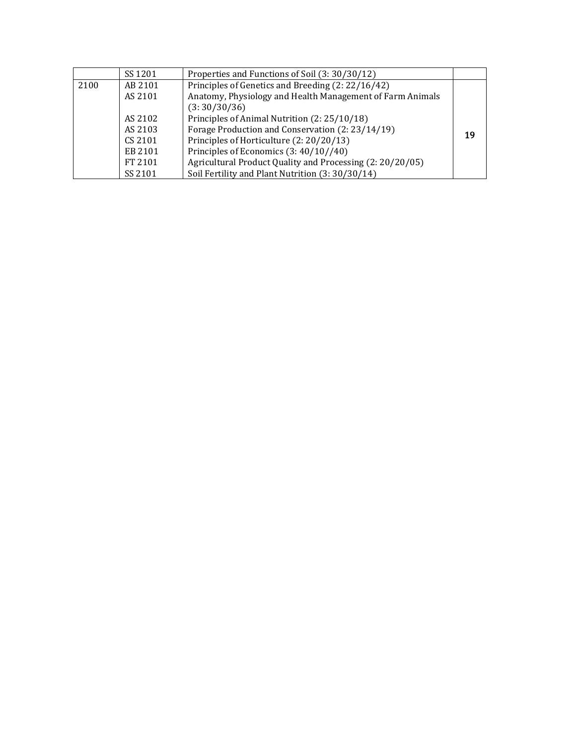| | | | |
|---|---|---|---|
| | SS 1201 | Properties and Functions of Soil (3: 30/30/12) | |
| 2100 | AB 2101 | Principles of Genetics and Breeding (2: 22/16/42) | 19 |
| | AS 2101 | Anatomy, Physiology and Health Management of Farm Animals (3: 30/30/36) | |
| | AS 2102 | Principles of Animal Nutrition (2: 25/10/18) | |
| | AS 2103 | Forage Production and Conservation (2: 23/14/19) | |
| | CS 2101 | Principles of Horticulture (2: 20/20/13) | |
| | EB 2101 | Principles of Economics (3: 40/10//40) | |
| | FT 2101 | Agricultural Product Quality and Processing (2: 20/20/05) | |
| | SS 2101 | Soil Fertility and Plant Nutrition (3: 30/30/14) | |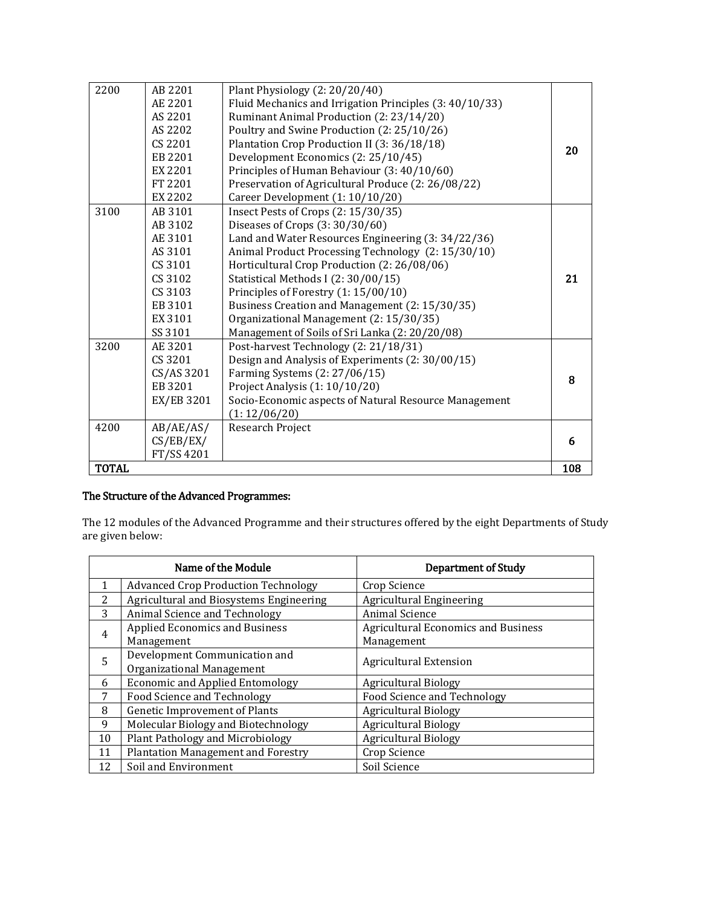| 2200 | AB 2201<br>AE 2201<br>AS 2201<br>AS 2202<br>CS 2201<br>EB 2201<br>EX 2201<br>FT 2201<br>EX 2202 | Plant Physiology (2: 20/20/40)<br>Fluid Mechanics and Irrigation Principles (3: 40/10/33)<br>Ruminant Animal Production (2: 23/14/20)<br>Poultry and Swine Production (2: 25/10/26)<br>Plantation Crop Production II (3: 36/18/18)<br>Development Economics (2: 25/10/45)<br>Principles of Human Behaviour (3: 40/10/60)<br>Preservation of Agricultural Produce (2: 26/08/22)<br>Career Development (1: 10/10/20) | **20** |
|---|---|---|---|
| 3100 | AB 3101<br>AB 3102<br>AE 3101<br>AS 3101<br>CS 3101<br>CS 3102<br>CS 3103<br>EB 3101<br>EX 3101<br>SS 3101 | Insect Pests of Crops (2: 15/30/35)<br>Diseases of Crops (3: 30/30/60)<br>Land and Water Resources Engineering (3: 34/22/36)<br>Animal Product Processing Technology (2: 15/30/10)<br>Horticultural Crop Production (2: 26/08/06)<br>Statistical Methods I (2: 30/00/15)<br>Principles of Forestry (1: 15/00/10)<br>Business Creation and Management (2: 15/30/35)<br>Organizational Management (2: 15/30/35)<br>Management of Soils of Sri Lanka (2: 20/20/08) | **21** |
| 3200 | AE 3201<br>CS 3201<br>CS/AS 3201<br>EB 3201<br>EX/EB 3201 | Post-harvest Technology (2: 21/18/31)<br>Design and Analysis of Experiments (2: 30/00/15)<br>Farming Systems (2: 27/06/15)<br>Project Analysis (1: 10/10/20)<br>Socio-Economic aspects of Natural Resource Management (1: 12/06/20) | **8** |
| 4200 | AB/AE/AS/ CS/EB/EX/ FT/SS 4201 | Research Project | **6** |
| **TOTAL** | | | **108** |

**The Structure of the Advanced Programmes:**

The 12 modules of the Advanced Programme and their structures offered by the eight Departments of Study are given below:

| | Name of the Module | Department of Study |
|---|---|---|
| 1 | Advanced Crop Production Technology | Crop Science |
| 2 | Agricultural and Biosystems Engineering | Agricultural Engineering |
| 3 | Animal Science and Technology | Animal Science |
| 4 | Applied Economics and Business Management | Agricultural Economics and Business Management |
| 5 | Development Communication and Organizational Management | Agricultural Extension |
| 6 | Economic and Applied Entomology | Agricultural Biology |
| 7 | Food Science and Technology | Food Science and Technology |
| 8 | Genetic Improvement of Plants | Agricultural Biology |
| 9 | Molecular Biology and Biotechnology | Agricultural Biology |
| 10 | Plant Pathology and Microbiology | Agricultural Biology |
| 11 | Plantation Management and Forestry | Crop Science |
| 12 | Soil and Environment | Soil Science |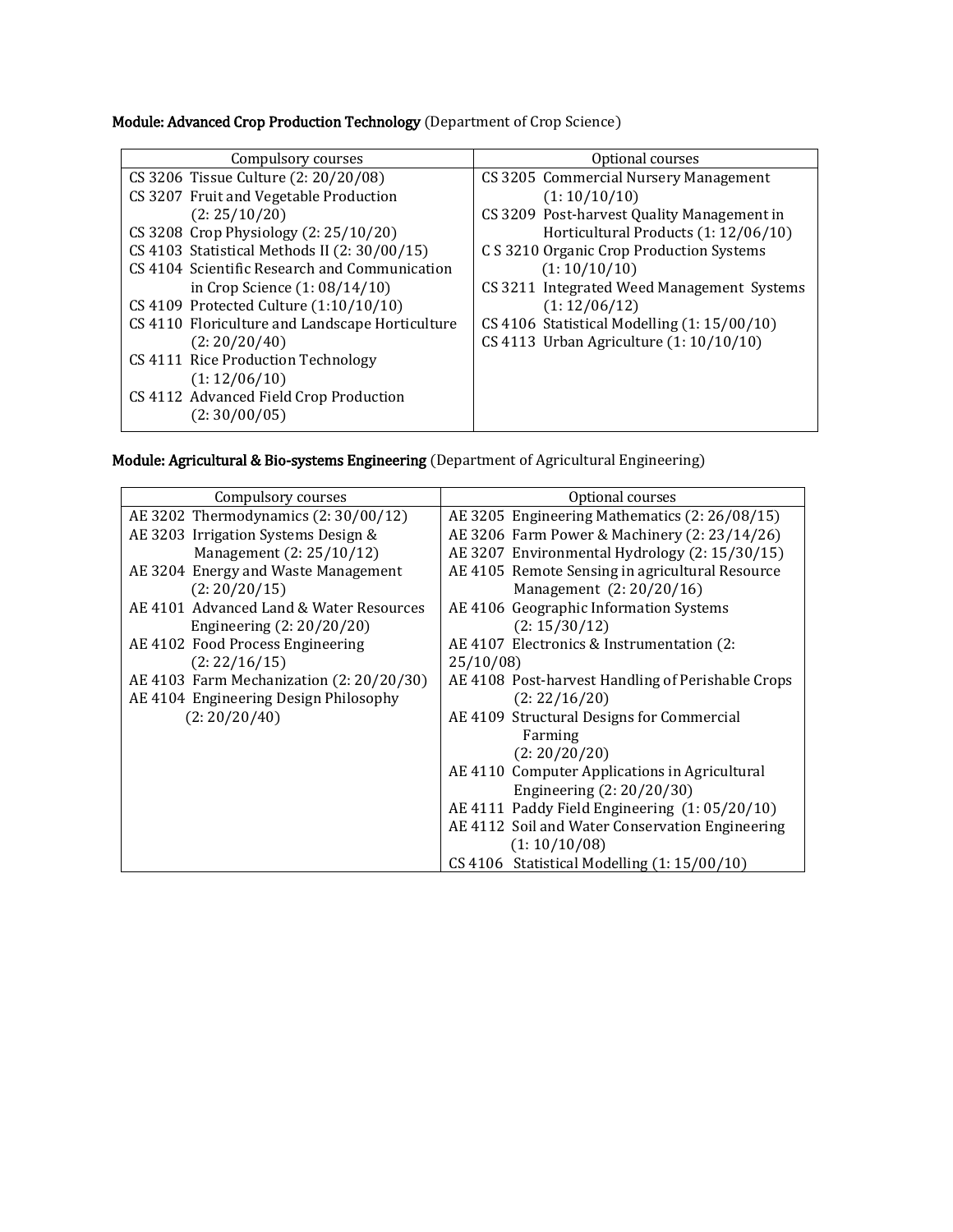**Module: Advanced Crop Production Technology** (Department of Crop Science)

| Compulsory courses | Optional courses |
|---|---|
| CS 3206 Tissue Culture (2: 20/20/08) | CS 3205 Commercial Nursery Management (1: 10/10/10) |
| CS 3207 Fruit and Vegetable Production (2: 25/10/20) | CS 3209 Post-harvest Quality Management in Horticultural Products (1: 12/06/10) |
| CS 3208 Crop Physiology (2: 25/10/20) | C S 3210 Organic Crop Production Systems (1: 10/10/10) |
| CS 4103 Statistical Methods II (2: 30/00/15) | CS 3211 Integrated Weed Management Systems (1: 12/06/12) |
| CS 4104 Scientific Research and Communication in Crop Science (1: 08/14/10) | CS 4106 Statistical Modelling (1: 15/00/10) |
| CS 4109 Protected Culture (1:10/10/10) | CS 4113 Urban Agriculture (1: 10/10/10) |
| CS 4110 Floriculture and Landscape Horticulture (2: 20/20/40) | |
| CS 4111 Rice Production Technology (1: 12/06/10) | |
| CS 4112 Advanced Field Crop Production (2: 30/00/05) | |

**Module: Agricultural & Bio-systems Engineering** (Department of Agricultural Engineering)

| Compulsory courses | Optional courses |
|---|---|
| AE 3202 Thermodynamics (2: 30/00/12) | AE 3205 Engineering Mathematics (2: 26/08/15) |
| AE 3203 Irrigation Systems Design & Management (2: 25/10/12) | AE 3206 Farm Power & Machinery (2: 23/14/26) |
| AE 3204 Energy and Waste Management (2: 20/20/15) | AE 3207 Environmental Hydrology (2: 15/30/15) |
| AE 4101 Advanced Land & Water Resources Engineering (2: 20/20/20) | AE 4105 Remote Sensing in agricultural Resource Management (2: 20/20/16) |
| AE 4102 Food Process Engineering (2: 22/16/15) | AE 4106 Geographic Information Systems (2: 15/30/12) |
| AE 4103 Farm Mechanization (2: 20/20/30) | AE 4107 Electronics & Instrumentation (2: 25/10/08) |
| AE 4104 Engineering Design Philosophy (2: 20/20/40) | AE 4108 Post-harvest Handling of Perishable Crops (2: 22/16/20) |
| | AE 4109 Structural Designs for Commercial Farming (2: 20/20/20) |
| | AE 4110 Computer Applications in Agricultural Engineering (2: 20/20/30) |
| | AE 4111 Paddy Field Engineering (1: 05/20/10) |
| | AE 4112 Soil and Water Conservation Engineering (1: 10/10/08) |
| | CS 4106 Statistical Modelling (1: 15/00/10) |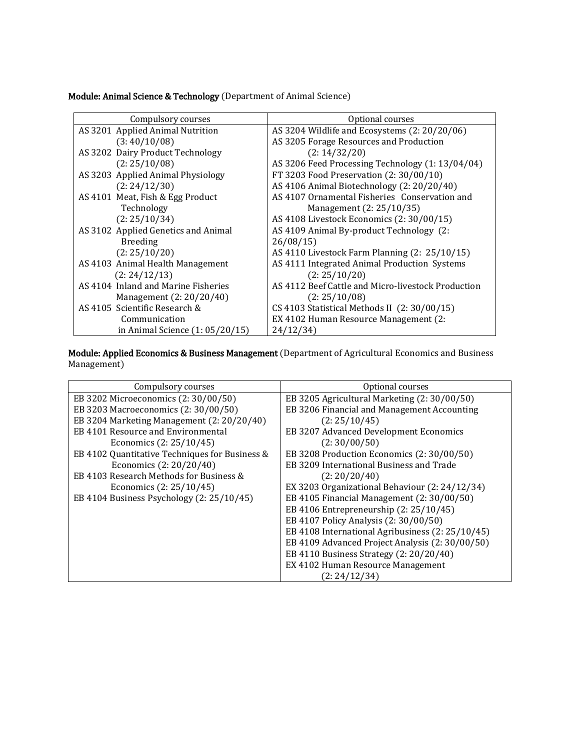**Module: Animal Science & Technology** (Department of Animal Science)

| Compulsory courses | Optional courses |
|---|---|
| AS 3201 Applied Animal Nutrition (3: 40/10/08) | AS 3204 Wildlife and Ecosystems (2: 20/20/06) |
| AS 3202 Dairy Product Technology (2: 25/10/08) | AS 3205 Forage Resources and Production (2: 14/32/20) |
| AS 3203 Applied Animal Physiology (2: 24/12/30) | AS 3206 Feed Processing Technology (1: 13/04/04) |
| AS 4101 Meat, Fish & Egg Product Technology (2: 25/10/34) | FT 3203 Food Preservation (2: 30/00/10) |
| AS 3102 Applied Genetics and Animal Breeding (2: 25/10/20) | AS 4106 Animal Biotechnology (2: 20/20/40) |
| AS 4103 Animal Health Management (2: 24/12/13) | AS 4107 Ornamental Fisheries Conservation and Management (2: 25/10/35) |
| AS 4104 Inland and Marine Fisheries Management (2: 20/20/40) | AS 4108 Livestock Economics (2: 30/00/15) |
| AS 4105 Scientific Research & Communication in Animal Science (1: 05/20/15) | AS 4109 Animal By-product Technology (2: 26/08/15) |
| | AS 4110 Livestock Farm Planning (2: 25/10/15) |
| | AS 4111 Integrated Animal Production Systems (2: 25/10/20) |
| | AS 4112 Beef Cattle and Micro-livestock Production (2: 25/10/08) |
| | CS 4103 Statistical Methods II (2: 30/00/15) |
| | EX 4102 Human Resource Management (2: 24/12/34) |

**Module: Applied Economics & Business Management** (Department of Agricultural Economics and Business Management)

| Compulsory courses | Optional courses |
|---|---|
| EB 3202 Microeconomics (2: 30/00/50) | EB 3205 Agricultural Marketing (2: 30/00/50) |
| EB 3203 Macroeconomics (2: 30/00/50) | EB 3206 Financial and Management Accounting (2: 25/10/45) |
| EB 3204 Marketing Management (2: 20/20/40) | EB 3207 Advanced Development Economics (2: 30/00/50) |
| EB 4101 Resource and Environmental Economics (2: 25/10/45) | EB 3208 Production Economics (2: 30/00/50) |
| EB 4102 Quantitative Techniques for Business & Economics (2: 20/20/40) | EB 3209 International Business and Trade (2: 20/20/40) |
| EB 4103 Research Methods for Business & Economics (2: 25/10/45) | EX 3203 Organizational Behaviour (2: 24/12/34) |
| EB 4104 Business Psychology (2: 25/10/45) | EB 4105 Financial Management (2: 30/00/50) |
| | EB 4106 Entrepreneurship (2: 25/10/45) |
| | EB 4107 Policy Analysis (2: 30/00/50) |
| | EB 4108 International Agribusiness (2: 25/10/45) |
| | EB 4109 Advanced Project Analysis (2: 30/00/50) |
| | EB 4110 Business Strategy (2: 20/20/40) |
| | EX 4102 Human Resource Management (2: 24/12/34) |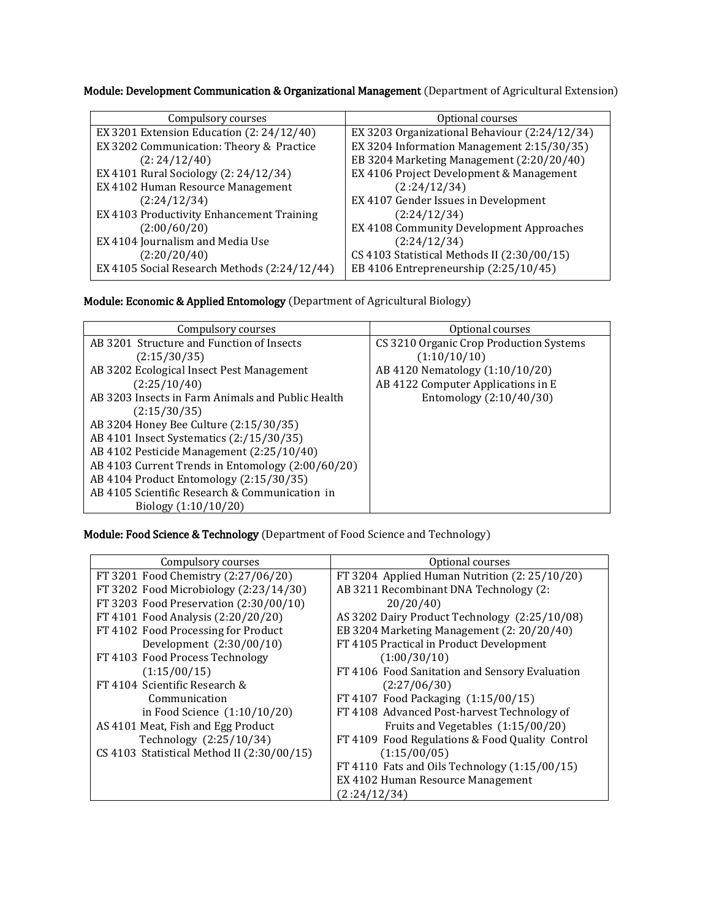**Module: Development Communication & Organizational Management** (Department of Agricultural Extension)

| Compulsory courses | Optional courses |
|---|---|
| EX 3201 Extension Education (2: 24/12/40) | EX 3203 Organizational Behaviour (2:24/12/34) |
| EX 3202 Communication: Theory & Practice (2: 24/12/40) | EX 3204 Information Management 2:15/30/35) |
| EX 4101 Rural Sociology (2: 24/12/34) | EB 3204 Marketing Management (2:20/20/40) |
| EX 4102 Human Resource Management (2:24/12/34) | EX 4106 Project Development & Management (2 :24/12/34) |
| EX 4103 Productivity Enhancement Training (2:00/60/20) | EX 4107 Gender Issues in Development (2:24/12/34) |
| EX 4104 Journalism and Media Use (2:20/20/40) | EX 4108 Community Development Approaches (2:24/12/34) |
| EX 4105 Social Research Methods (2:24/12/44) | CS 4103 Statistical Methods II (2:30/00/15) |
| | EB 4106 Entrepreneurship (2:25/10/45) |

**Module: Economic & Applied Entomology** (Department of Agricultural Biology)

| Compulsory courses | Optional courses |
|---|---|
| AB 3201 Structure and Function of Insects (2:15/30/35) | CS 3210 Organic Crop Production Systems (1:10/10/10) |
| AB 3202 Ecological Insect Pest Management (2:25/10/40) | AB 4120 Nematology (1:10/10/20) |
| AB 3203 Insects in Farm Animals and Public Health (2:15/30/35) | AB 4122 Computer Applications in E Entomology (2:10/40/30) |
| AB 3204 Honey Bee Culture (2:15/30/35) | |
| AB 4101 Insect Systematics (2:/15/30/35) | |
| AB 4102 Pesticide Management (2:25/10/40) | |
| AB 4103 Current Trends in Entomology (2:00/60/20) | |
| AB 4104 Product Entomology (2:15/30/35) | |
| AB 4105 Scientific Research & Communication in Biology (1:10/10/20) | |

**Module: Food Science & Technology** (Department of Food Science and Technology)

| Compulsory courses | Optional courses |
|---|---|
| FT 3201 Food Chemistry (2:27/06/20) | FT 3204 Applied Human Nutrition (2: 25/10/20) |
| FT 3202 Food Microbiology (2:23/14/30) | AB 3211 Recombinant DNA Technology (2: 20/20/40) |
| FT 3203 Food Preservation (2:30/00/10) | AS 3202 Dairy Product Technology (2:25/10/08) |
| FT 4101 Food Analysis (2:20/20/20) | EB 3204 Marketing Management (2: 20/20/40) |
| FT 4102 Food Processing for Product Development (2:30/00/10) | FT 4105 Practical in Product Development (1:00/30/10) |
| FT 4103 Food Process Technology (1:15/00/15) | FT 4106 Food Sanitation and Sensory Evaluation (2:27/06/30) |
| FT 4104 Scientific Research & Communication in Food Science (1:10/10/20) | FT 4107 Food Packaging (1:15/00/15) |
| AS 4101 Meat, Fish and Egg Product Technology (2:25/10/34) | FT 4108 Advanced Post-harvest Technology of Fruits and Vegetables (1:15/00/20) |
| CS 4103 Statistical Method II (2:30/00/15) | FT 4109 Food Regulations & Food Quality Control (1:15/00/05) |
| | FT 4110 Fats and Oils Technology (1:15/00/15) |
| | EX 4102 Human Resource Management (2 :24/12/34) |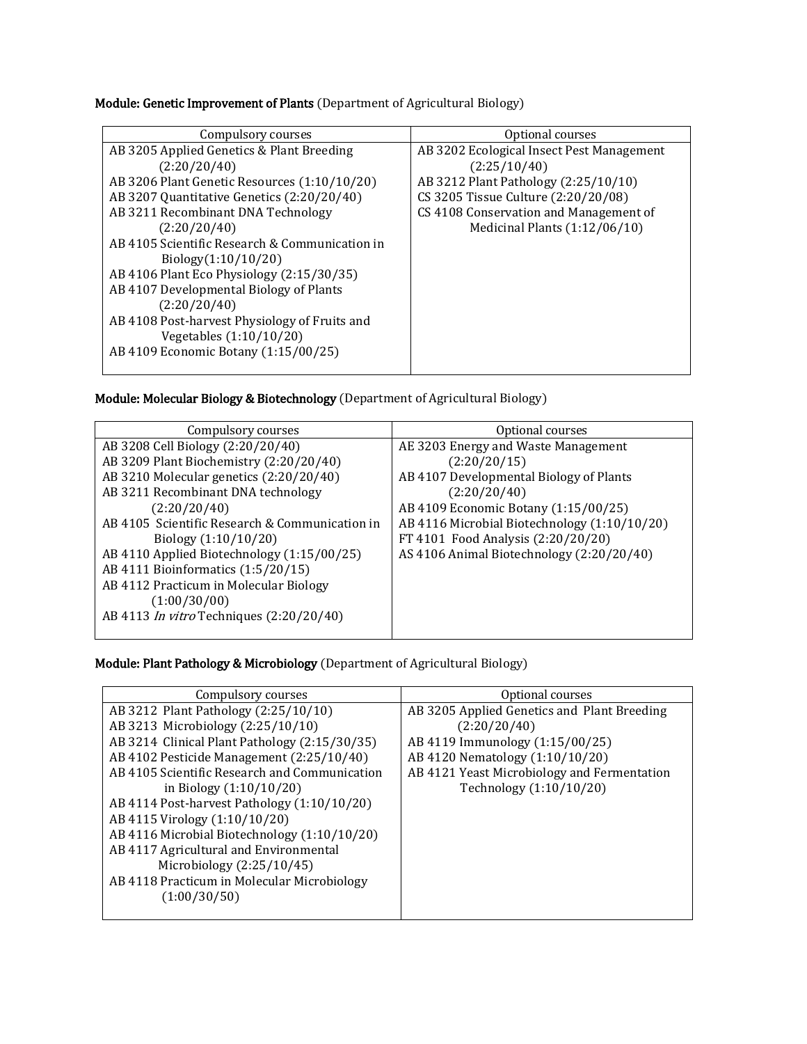**Module: Genetic Improvement of Plants** (Department of Agricultural Biology)

| Compulsory courses | Optional courses |
|---|---|
| AB 3205 Applied Genetics & Plant Breeding (2:20/20/40)<br>AB 3206 Plant Genetic Resources (1:10/10/20)<br>AB 3207 Quantitative Genetics (2:20/20/40)<br>AB 3211 Recombinant DNA Technology (2:20/20/40)<br>AB 4105 Scientific Research & Communication in Biology(1:10/10/20)<br>AB 4106 Plant Eco Physiology (2:15/30/35)<br>AB 4107 Developmental Biology of Plants (2:20/20/40)<br>AB 4108 Post-harvest Physiology of Fruits and Vegetables (1:10/10/20)<br>AB 4109 Economic Botany (1:15/00/25) | AB 3202 Ecological Insect Pest Management (2:25/10/40)<br>AB 3212 Plant Pathology (2:25/10/10)<br>CS 3205 Tissue Culture (2:20/20/08)<br>CS 4108 Conservation and Management of Medicinal Plants (1:12/06/10) |

**Module: Molecular Biology & Biotechnology** (Department of Agricultural Biology)

| Compulsory courses | Optional courses |
|---|---|
| AB 3208 Cell Biology (2:20/20/40)<br>AB 3209 Plant Biochemistry (2:20/20/40)<br>AB 3210 Molecular genetics (2:20/20/40)<br>AB 3211 Recombinant DNA technology (2:20/20/40)<br>AB 4105 Scientific Research & Communication in Biology (1:10/10/20)<br>AB 4110 Applied Biotechnology (1:15/00/25)<br>AB 4111 Bioinformatics (1:5/20/15)<br>AB 4112 Practicum in Molecular Biology (1:00/30/00)<br>AB 4113 *In vitro* Techniques (2:20/20/40) | AE 3203 Energy and Waste Management (2:20/20/15)<br>AB 4107 Developmental Biology of Plants (2:20/20/40)<br>AB 4109 Economic Botany (1:15/00/25)<br>AB 4116 Microbial Biotechnology (1:10/10/20)<br>FT 4101 Food Analysis (2:20/20/20)<br>AS 4106 Animal Biotechnology (2:20/20/40) |

**Module: Plant Pathology & Microbiology** (Department of Agricultural Biology)

| Compulsory courses | Optional courses |
|---|---|
| AB 3212 Plant Pathology (2:25/10/10)<br>AB 3213 Microbiology (2:25/10/10)<br>AB 3214 Clinical Plant Pathology (2:15/30/35)<br>AB 4102 Pesticide Management (2:25/10/40)<br>AB 4105 Scientific Research and Communication in Biology (1:10/10/20)<br>AB 4114 Post-harvest Pathology (1:10/10/20)<br>AB 4115 Virology (1:10/10/20)<br>AB 4116 Microbial Biotechnology (1:10/10/20)<br>AB 4117 Agricultural and Environmental Microbiology (2:25/10/45)<br>AB 4118 Practicum in Molecular Microbiology (1:00/30/50) | AB 3205 Applied Genetics and Plant Breeding (2:20/20/40)<br>AB 4119 Immunology (1:15/00/25)<br>AB 4120 Nematology (1:10/10/20)<br>AB 4121 Yeast Microbiology and Fermentation Technology (1:10/10/20) |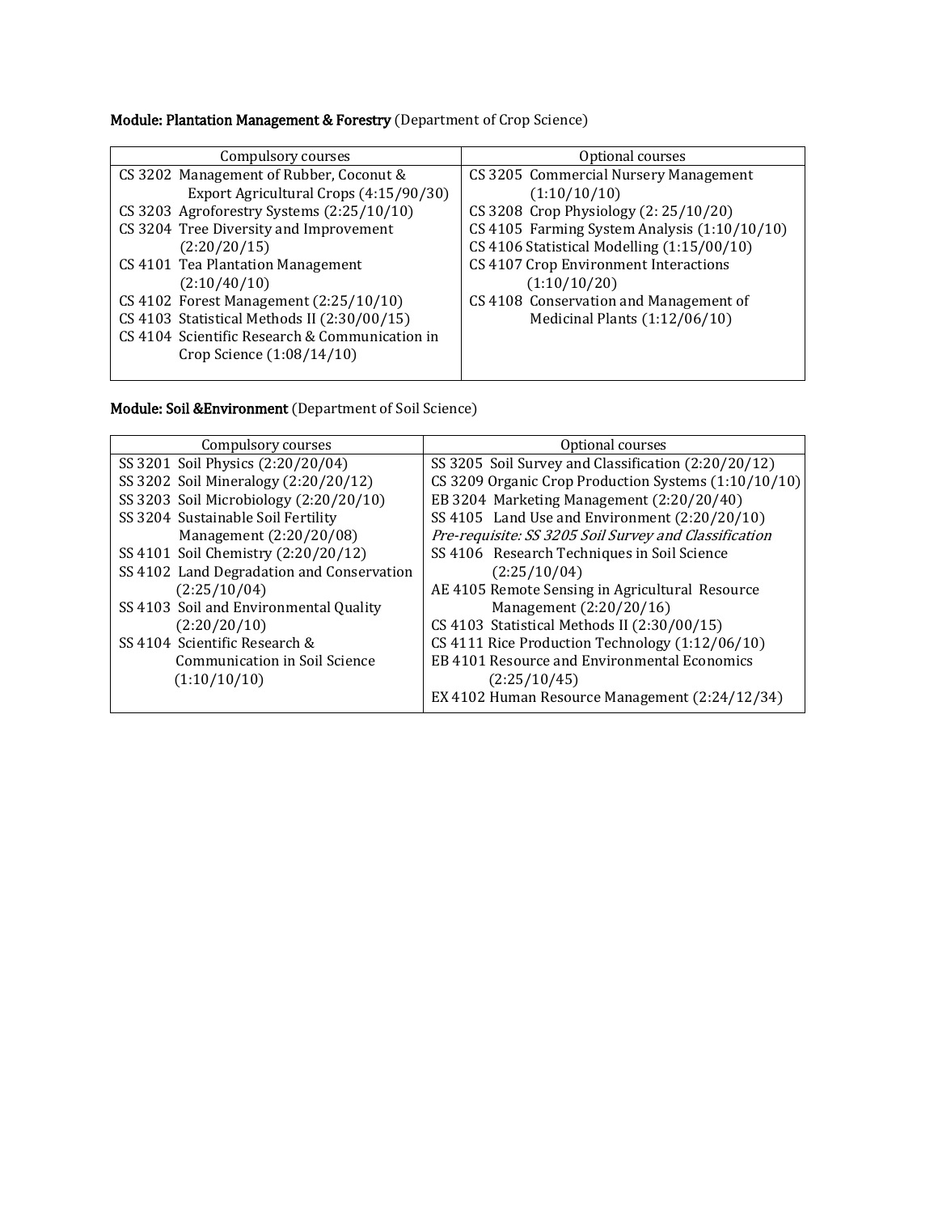**Module: Plantation Management & Forestry** (Department of Crop Science)

| Compulsory courses | Optional courses |
|---|---|
| CS 3202 Management of Rubber, Coconut & Export Agricultural Crops (4:15/90/30) | CS 3205 Commercial Nursery Management (1:10/10/10) |
| CS 3203 Agroforestry Systems (2:25/10/10) | CS 3208 Crop Physiology (2: 25/10/20) |
| CS 3204 Tree Diversity and Improvement (2:20/20/15) | CS 4105 Farming System Analysis (1:10/10/10) |
| CS 4101 Tea Plantation Management (2:10/40/10) | CS 4106 Statistical Modelling (1:15/00/10) |
| CS 4102 Forest Management (2:25/10/10) | CS 4107 Crop Environment Interactions (1:10/10/20) |
| CS 4103 Statistical Methods II (2:30/00/15) | CS 4108 Conservation and Management of Medicinal Plants (1:12/06/10) |
| CS 4104 Scientific Research & Communication in Crop Science (1:08/14/10) | |

**Module: Soil &Environment** (Department of Soil Science)

| Compulsory courses | Optional courses |
|---|---|
| SS 3201 Soil Physics (2:20/20/04) | SS 3205 Soil Survey and Classification (2:20/20/12) |
| SS 3202 Soil Mineralogy (2:20/20/12) | CS 3209 Organic Crop Production Systems (1:10/10/10) |
| SS 3203 Soil Microbiology (2:20/20/10) | EB 3204 Marketing Management (2:20/20/40) |
| SS 3204 Sustainable Soil Fertility Management (2:20/20/08) | SS 4105 Land Use and Environment (2:20/20/10) *Pre-requisite: SS 3205 Soil Survey and Classification* |
| SS 4101 Soil Chemistry (2:20/20/12) | SS 4106 Research Techniques in Soil Science (2:25/10/04) |
| SS 4102 Land Degradation and Conservation (2:25/10/04) | AE 4105 Remote Sensing in Agricultural Resource Management (2:20/20/16) |
| SS 4103 Soil and Environmental Quality (2:20/20/10) | CS 4103 Statistical Methods II (2:30/00/15) |
| SS 4104 Scientific Research & Communication in Soil Science (1:10/10/10) | CS 4111 Rice Production Technology (1:12/06/10) |
| | EB 4101 Resource and Environmental Economics (2:25/10/45) |
| | EX 4102 Human Resource Management (2:24/12/34) |